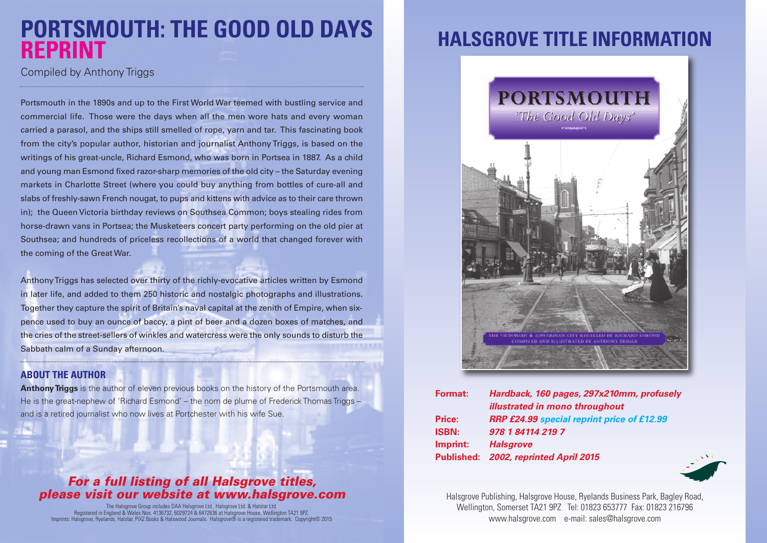# PORTSMOUTH: THE GOOD OLD DAYS REPRINT

Compiled by Anthony Triggs

Portsmouth in the 1890s and up to the First World War teemed with bustling service and commercial life. Those were the days when all the men wore hats and every woman carried a parasol, and the ships still smelled of rope, yarn and tar. This fascinating book from the city's popular author, historian and journalist Anthony Triggs, is based on the writings of his great-uncle, Richard Esmond, who was born in Portsea in 1887. As a child and young man Esmond fixed razor-sharp memories of the old city – the Saturday evening markets in Charlotte Street (where you could buy anything from bottles of cure-all and slabs of freshly-sawn French nougat, to pups and kittens with advice as to their care thrown in); the Queen Victoria birthday reviews on Southsea Common; boys stealing rides from horse-drawn vans in Portsea; the Musketeers concert party performing on the old pier at Southsea; and hundreds of priceless recollections of a world that changed forever with the coming of the Great War.

Anthony Triggs has selected over thirty of the richly-evocative articles written by Esmond in later life, and added to them 250 historic and nostalgic photographs and illustrations. Together they capture the spirit of Britain's naval capital at the zenith of Empire, when six-pence used to buy an ounce of baccy, a pint of beer and a dozen boxes of matches, and the cries of the street-sellers of winkles and watercress were the only sounds to disturb the Sabbath calm of a Sunday afternoon.

## ABOUT THE AUTHOR

**Anthony Triggs** is the author of eleven previous books on the history of the Portsmouth area. He is the great-nephew of 'Richard Esmond' – the nom de plume of Frederick Thomas Triggs – and is a retired journalist who now lives at Portchester with his wife Sue.

***For a full listing of all Halsgrove titles, please visit our website at www.halsgrove.com***

The Halsgrove Group includes DAA Halsgrove Ltd., Halsgrove Ltd. & Halstar Ltd.
Registered in England & Wales Nos. 4136732, 6029724 & 6472636 at Halsgrove House, Wellington TA21 9PZ.
Imprints: Halsgrove, Ryelands, Halstar, PiXZ Books & Halswood Journals. Halsgrove® is a registered trademark. Copyright© 2015

# HALSGROVE TITLE INFORMATION

PORTSMOUTH
'The Good Old Days'

THE VICTORIAN & EDWARDIAN CITY RECALLED BY RICHARD ESMOND
COMPILED AND ILLUSTRATED BY ANTHONY TRIGGS

| | |
|---|---|
| **Format:** | ***Hardback, 160 pages, 297x210mm, profusely illustrated in mono throughout*** |
| **Price:** | ***RRP £24.99 special reprint price of £12.99*** |
| **ISBN:** | ***978 1 84114 219 7*** |
| **Imprint:** | ***Halsgrove*** |
| **Published:** | ***2002, reprinted April 2015*** |

Halsgrove Publishing, Halsgrove House, Ryelands Business Park, Bagley Road, Wellington, Somerset TA21 9PZ Tel: 01823 653777 Fax: 01823 216796
www.halsgrove.com e-mail: sales@halsgrove.com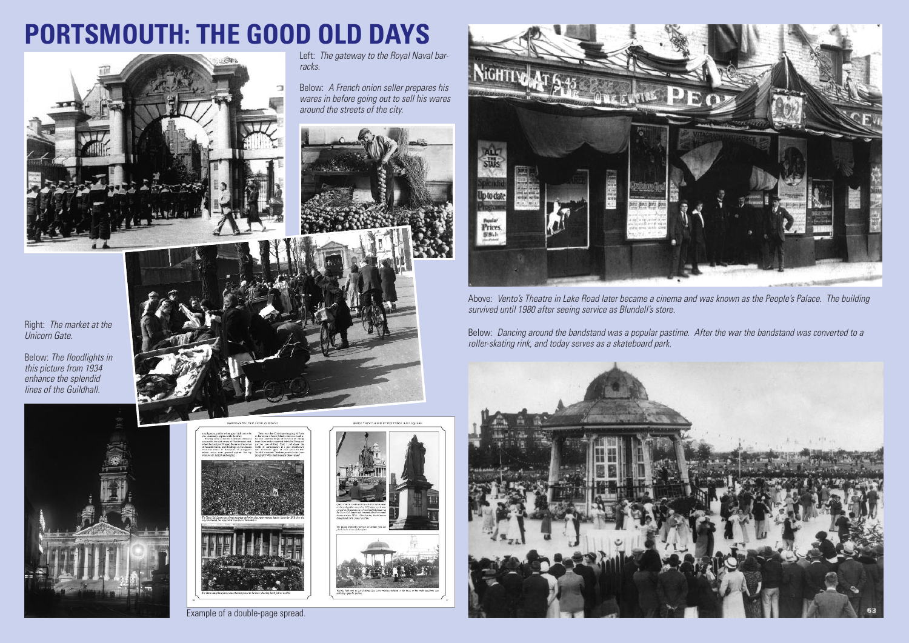# PORTSMOUTH: THE GOOD OLD DAYS

Left: *The gateway to the Royal Naval barracks.*

Below: *A French onion seller prepares his wares in before going out to sell his wares around the streets of the city.*

Right: *The market at the Unicorn Gate.*

Below: *The floodlights in this picture from 1934 enhance the splendid lines of the Guildhall.*

Example of a double-page spread.

Above: *Vento's Theatre in Lake Road later became a cinema and was known as the People's Palace. The building survived until 1980 after seeing service as Blundell's store.*

Below: *Dancing around the bandstand was a popular pastime. After the war the bandstand was converted to a roller-skating rink, and today serves as a skateboard park.*